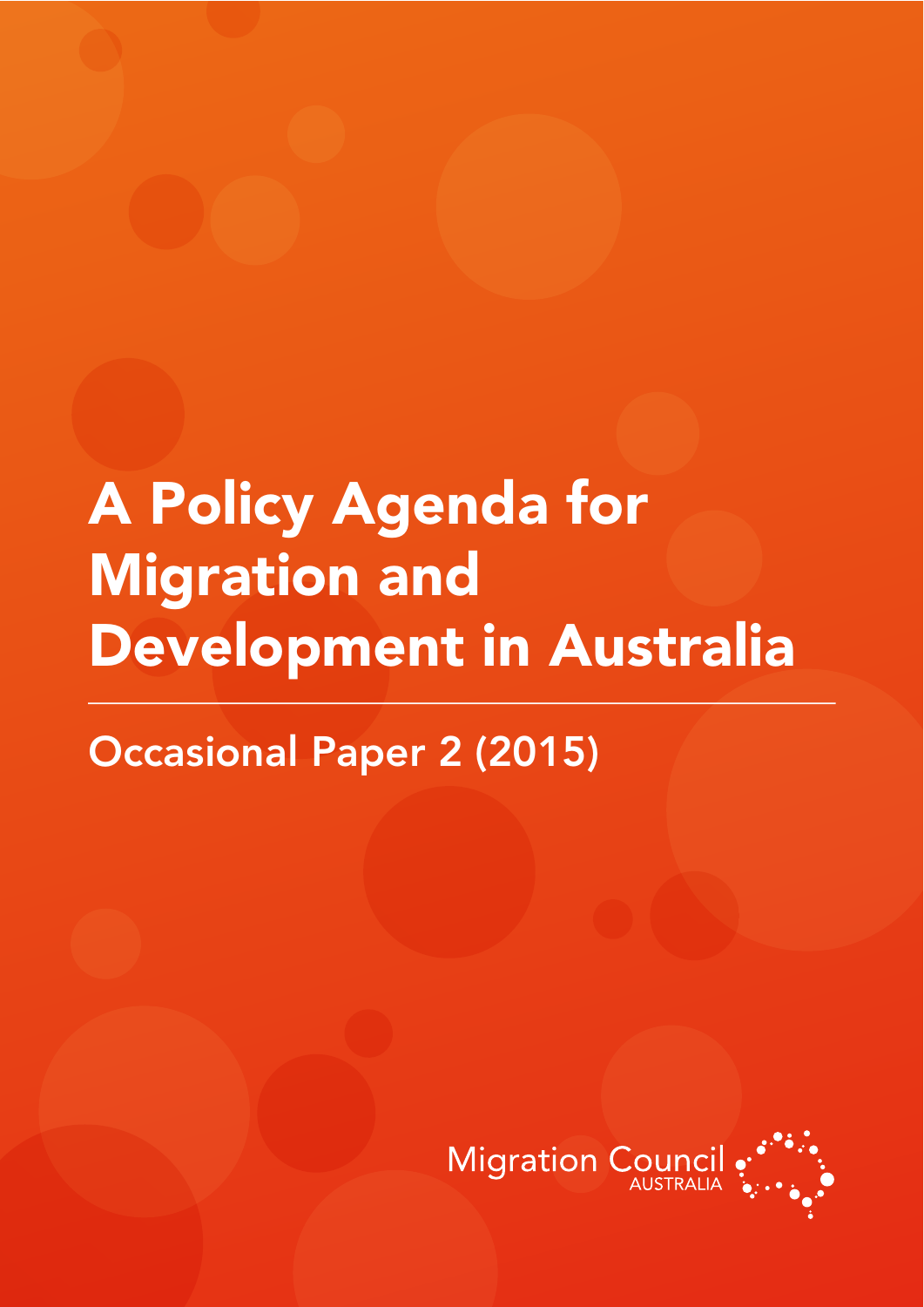# A Policy Agenda for Migration and Development in Australia

## Occasional Paper 2 (2015)

Migration Council AUSTRALIA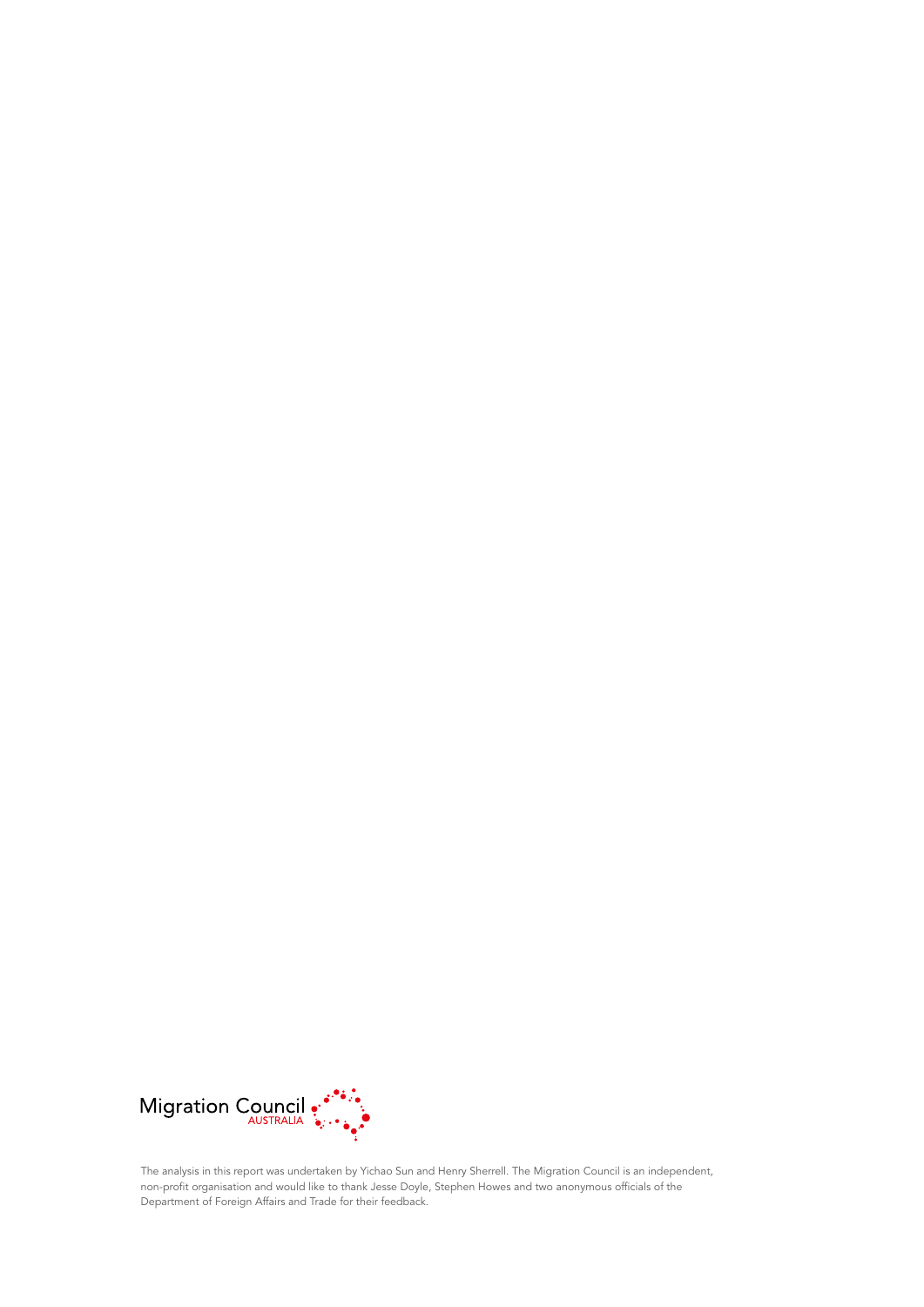Migration Council AUSTRALIA

The analysis in this report was undertaken by Yichao Sun and Henry Sherrell. The Migration Council is an independent, non-profit organisation and would like to thank Jesse Doyle, Stephen Howes and two anonymous officials of the Department of Foreign Affairs and Trade for their feedback.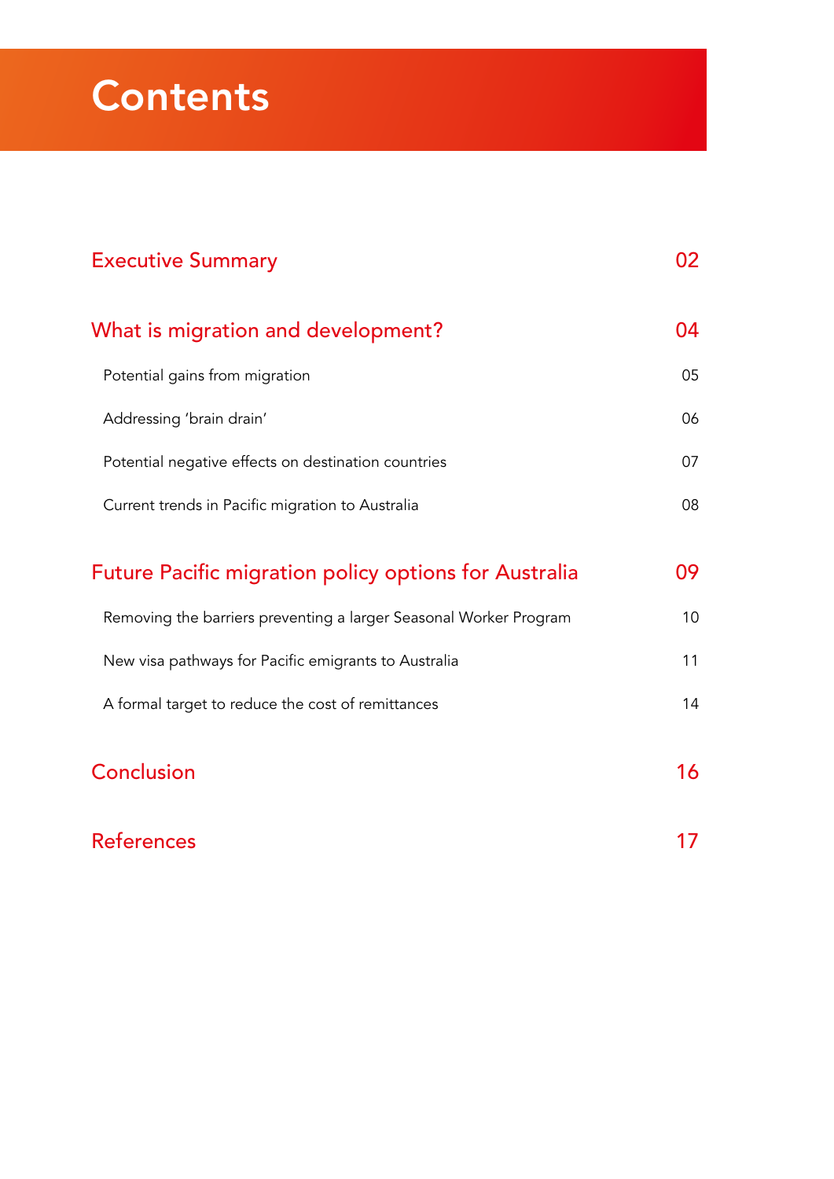# Contents

| | |
|---|---|
| **Executive Summary** | **02** |
| **What is migration and development?** | **04** |
| Potential gains from migration | 05 |
| Addressing 'brain drain' | 06 |
| Potential negative effects on destination countries | 07 |
| Current trends in Pacific migration to Australia | 08 |
| **Future Pacific migration policy options for Australia** | **09** |
| Removing the barriers preventing a larger Seasonal Worker Program | 10 |
| New visa pathways for Pacific emigrants to Australia | 11 |
| A formal target to reduce the cost of remittances | 14 |
| **Conclusion** | **16** |
| **References** | **17** |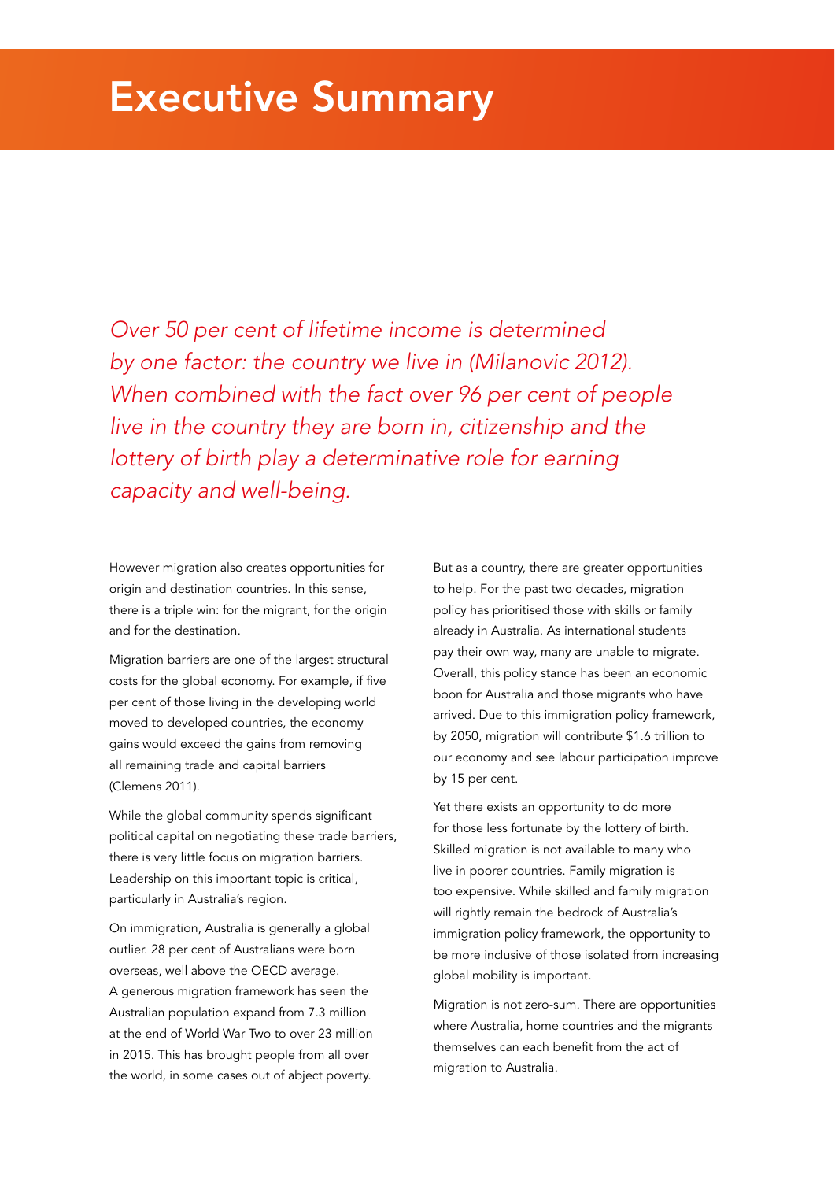# Executive Summary

*Over 50 per cent of lifetime income is determined by one factor: the country we live in (Milanovic 2012). When combined with the fact over 96 per cent of people live in the country they are born in, citizenship and the lottery of birth play a determinative role for earning capacity and well-being.*

However migration also creates opportunities for origin and destination countries. In this sense, there is a triple win: for the migrant, for the origin and for the destination.

Migration barriers are one of the largest structural costs for the global economy. For example, if five per cent of those living in the developing world moved to developed countries, the economy gains would exceed the gains from removing all remaining trade and capital barriers (Clemens 2011).

While the global community spends significant political capital on negotiating these trade barriers, there is very little focus on migration barriers. Leadership on this important topic is critical, particularly in Australia's region.

On immigration, Australia is generally a global outlier. 28 per cent of Australians were born overseas, well above the OECD average. A generous migration framework has seen the Australian population expand from 7.3 million at the end of World War Two to over 23 million in 2015. This has brought people from all over the world, in some cases out of abject poverty.

But as a country, there are greater opportunities to help. For the past two decades, migration policy has prioritised those with skills or family already in Australia. As international students pay their own way, many are unable to migrate. Overall, this policy stance has been an economic boon for Australia and those migrants who have arrived. Due to this immigration policy framework, by 2050, migration will contribute $1.6 trillion to our economy and see labour participation improve by 15 per cent.

Yet there exists an opportunity to do more for those less fortunate by the lottery of birth. Skilled migration is not available to many who live in poorer countries. Family migration is too expensive. While skilled and family migration will rightly remain the bedrock of Australia's immigration policy framework, the opportunity to be more inclusive of those isolated from increasing global mobility is important.

Migration is not zero-sum. There are opportunities where Australia, home countries and the migrants themselves can each benefit from the act of migration to Australia.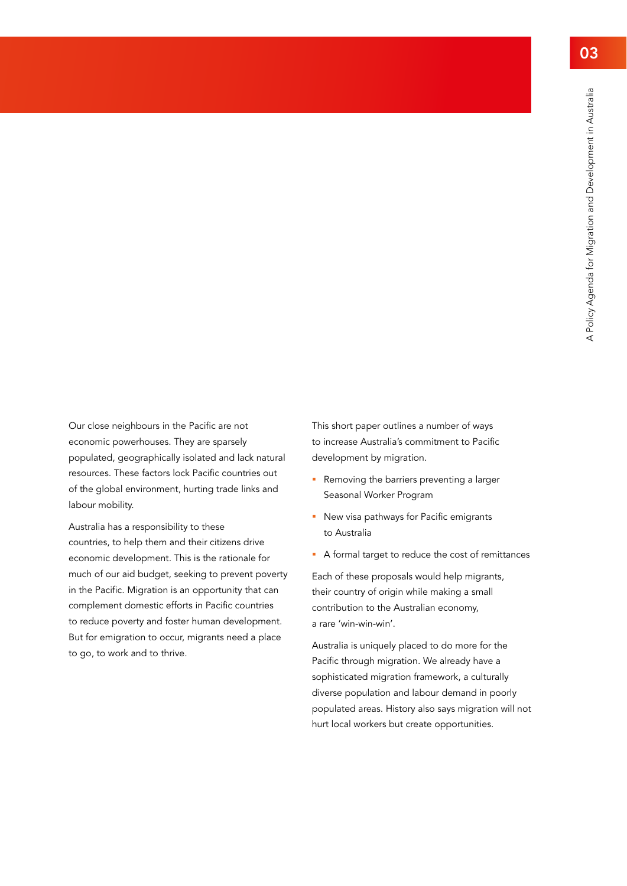Our close neighbours in the Pacific are not economic powerhouses. They are sparsely populated, geographically isolated and lack natural resources. These factors lock Pacific countries out of the global environment, hurting trade links and labour mobility.

Australia has a responsibility to these countries, to help them and their citizens drive economic development. This is the rationale for much of our aid budget, seeking to prevent poverty in the Pacific. Migration is an opportunity that can complement domestic efforts in Pacific countries to reduce poverty and foster human development. But for emigration to occur, migrants need a place to go, to work and to thrive.

This short paper outlines a number of ways to increase Australia's commitment to Pacific development by migration.

- Removing the barriers preventing a larger Seasonal Worker Program
- New visa pathways for Pacific emigrants to Australia
- A formal target to reduce the cost of remittances

Each of these proposals would help migrants, their country of origin while making a small contribution to the Australian economy, a rare 'win-win-win'.

Australia is uniquely placed to do more for the Pacific through migration. We already have a sophisticated migration framework, a culturally diverse population and labour demand in poorly populated areas. History also says migration will not hurt local workers but create opportunities.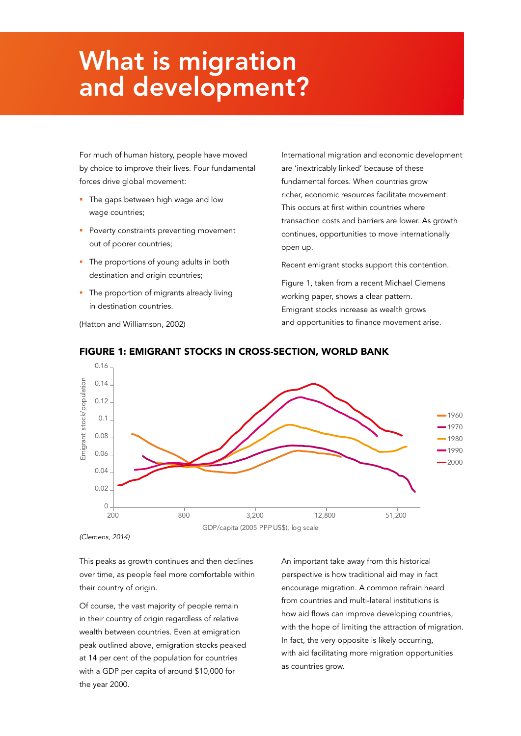# What is migration and development?

For much of human history, people have moved by choice to improve their lives. Four fundamental forces drive global movement:

- The gaps between high wage and low wage countries;
- Poverty constraints preventing movement out of poorer countries;
- The proportions of young adults in both destination and origin countries;
- The proportion of migrants already living in destination countries.

(Hatton and Williamson, 2002)

International migration and economic development are 'inextricably linked' because of these fundamental forces. When countries grow richer, economic resources facilitate movement. This occurs at first within countries where transaction costs and barriers are lower. As growth continues, opportunities to move internationally open up.

Recent emigrant stocks support this contention.

Figure 1, taken from a recent Michael Clemens working paper, shows a clear pattern. Emigrant stocks increase as wealth grows and opportunities to finance movement arise.

**FIGURE 1: EMIGRANT STOCKS IN CROSS-SECTION, WORLD BANK**

*(Clemens, 2014)*

This peaks as growth continues and then declines over time, as people feel more comfortable within their country of origin.

Of course, the vast majority of people remain in their country of origin regardless of relative wealth between countries. Even at emigration peak outlined above, emigration stocks peaked at 14 per cent of the population for countries with a GDP per capita of around $10,000 for the year 2000.

An important take away from this historical perspective is how traditional aid may in fact encourage migration. A common refrain heard from countries and multi-lateral institutions is how aid flows can improve developing countries, with the hope of limiting the attraction of migration. In fact, the very opposite is likely occurring, with aid facilitating more migration opportunities as countries grow.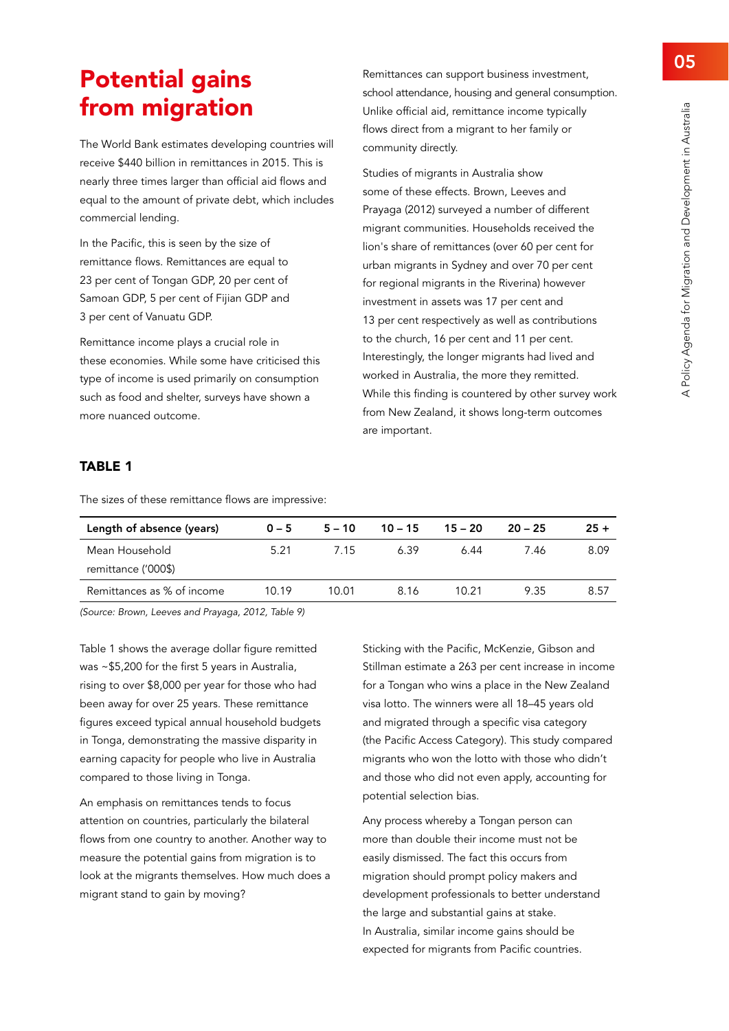# Potential gains from migration

The World Bank estimates developing countries will receive $440 billion in remittances in 2015. This is nearly three times larger than official aid flows and equal to the amount of private debt, which includes commercial lending.

In the Pacific, this is seen by the size of remittance flows. Remittances are equal to 23 per cent of Tongan GDP, 20 per cent of Samoan GDP, 5 per cent of Fijian GDP and 3 per cent of Vanuatu GDP.

Remittance income plays a crucial role in these economies. While some have criticised this type of income is used primarily on consumption such as food and shelter, surveys have shown a more nuanced outcome.

Remittances can support business investment, school attendance, housing and general consumption. Unlike official aid, remittance income typically flows direct from a migrant to her family or community directly.

Studies of migrants in Australia show some of these effects. Brown, Leeves and Prayaga (2012) surveyed a number of different migrant communities. Households received the lion's share of remittances (over 60 per cent for urban migrants in Sydney and over 70 per cent for regional migrants in the Riverina) however investment in assets was 17 per cent and 13 per cent respectively as well as contributions to the church, 16 per cent and 11 per cent. Interestingly, the longer migrants had lived and worked in Australia, the more they remitted. While this finding is countered by other survey work from New Zealand, it shows long-term outcomes are important.

## TABLE 1

The sizes of these remittance flows are impressive:

| Length of absence (years) | 0 – 5 | 5 – 10 | 10 – 15 | 15 – 20 | 20 – 25 | 25 + |
|---|---|---|---|---|---|---|
| Mean Household remittance ('000$) | 5.21 | 7.15 | 6.39 | 6.44 | 7.46 | 8.09 |
| Remittances as % of income | 10.19 | 10.01 | 8.16 | 10.21 | 9.35 | 8.57 |

*(Source: Brown, Leeves and Prayaga, 2012, Table 9)*

Table 1 shows the average dollar figure remitted was ~$5,200 for the first 5 years in Australia, rising to over $8,000 per year for those who had been away for over 25 years. These remittance figures exceed typical annual household budgets in Tonga, demonstrating the massive disparity in earning capacity for people who live in Australia compared to those living in Tonga.

An emphasis on remittances tends to focus attention on countries, particularly the bilateral flows from one country to another. Another way to measure the potential gains from migration is to look at the migrants themselves. How much does a migrant stand to gain by moving?

Sticking with the Pacific, McKenzie, Gibson and Stillman estimate a 263 per cent increase in income for a Tongan who wins a place in the New Zealand visa lotto. The winners were all 18–45 years old and migrated through a specific visa category (the Pacific Access Category). This study compared migrants who won the lotto with those who didn't and those who did not even apply, accounting for potential selection bias.

Any process whereby a Tongan person can more than double their income must not be easily dismissed. The fact this occurs from migration should prompt policy makers and development professionals to better understand the large and substantial gains at stake. In Australia, similar income gains should be expected for migrants from Pacific countries.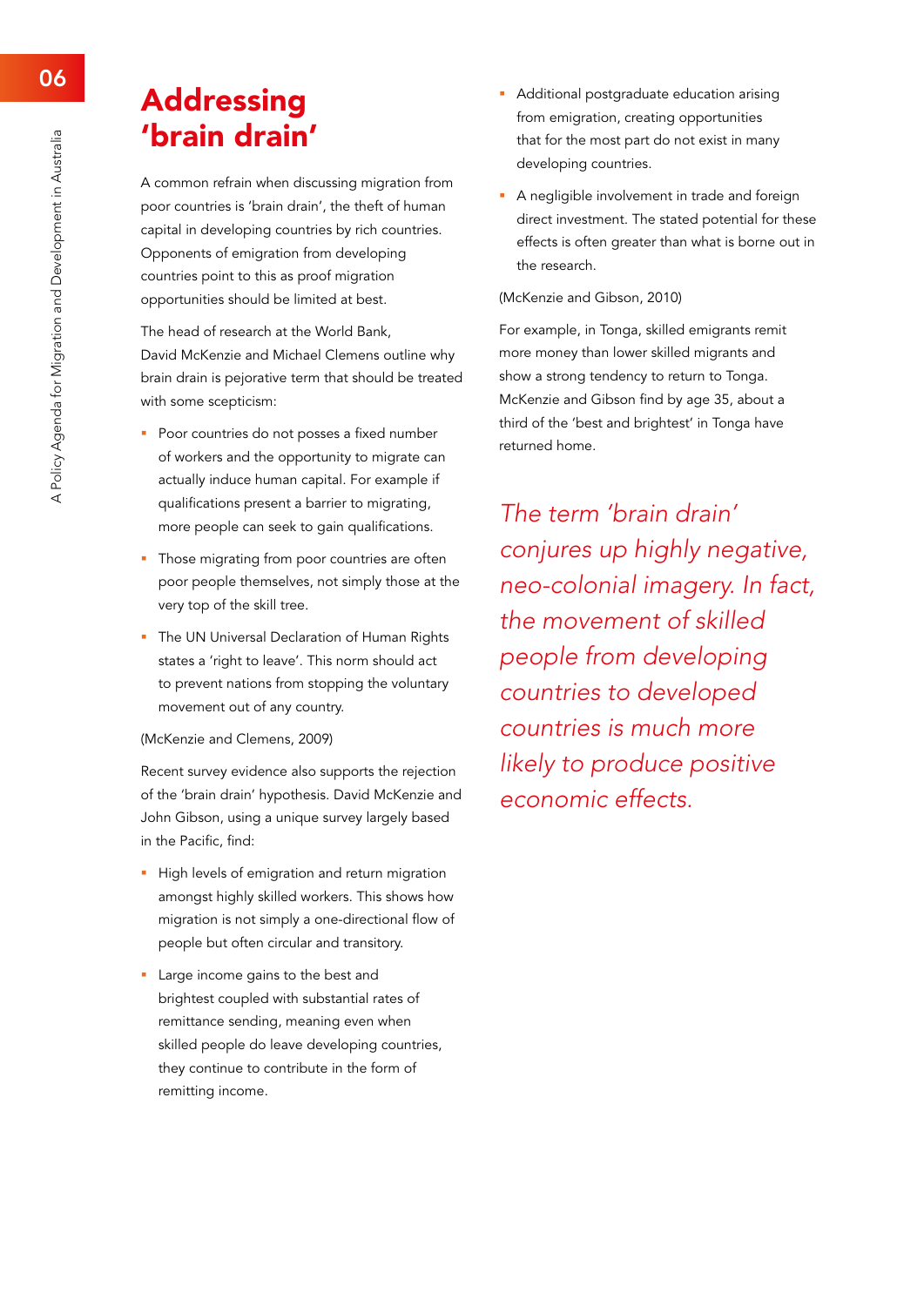# Addressing 'brain drain'

A common refrain when discussing migration from poor countries is 'brain drain', the theft of human capital in developing countries by rich countries. Opponents of emigration from developing countries point to this as proof migration opportunities should be limited at best.

The head of research at the World Bank, David McKenzie and Michael Clemens outline why brain drain is pejorative term that should be treated with some scepticism:

- Poor countries do not posses a fixed number of workers and the opportunity to migrate can actually induce human capital. For example if qualifications present a barrier to migrating, more people can seek to gain qualifications.
- Those migrating from poor countries are often poor people themselves, not simply those at the very top of the skill tree.
- The UN Universal Declaration of Human Rights states a 'right to leave'. This norm should act to prevent nations from stopping the voluntary movement out of any country.

(McKenzie and Clemens, 2009)

Recent survey evidence also supports the rejection of the 'brain drain' hypothesis. David McKenzie and John Gibson, using a unique survey largely based in the Pacific, find:

- High levels of emigration and return migration amongst highly skilled workers. This shows how migration is not simply a one-directional flow of people but often circular and transitory.
- Large income gains to the best and brightest coupled with substantial rates of remittance sending, meaning even when skilled people do leave developing countries, they continue to contribute in the form of remitting income.
- Additional postgraduate education arising from emigration, creating opportunities that for the most part do not exist in many developing countries.
- A negligible involvement in trade and foreign direct investment. The stated potential for these effects is often greater than what is borne out in the research.

(McKenzie and Gibson, 2010)

For example, in Tonga, skilled emigrants remit more money than lower skilled migrants and show a strong tendency to return to Tonga. McKenzie and Gibson find by age 35, about a third of the 'best and brightest' in Tonga have returned home.

*The term 'brain drain' conjures up highly negative, neo-colonial imagery. In fact, the movement of skilled people from developing countries to developed countries is much more likely to produce positive economic effects.*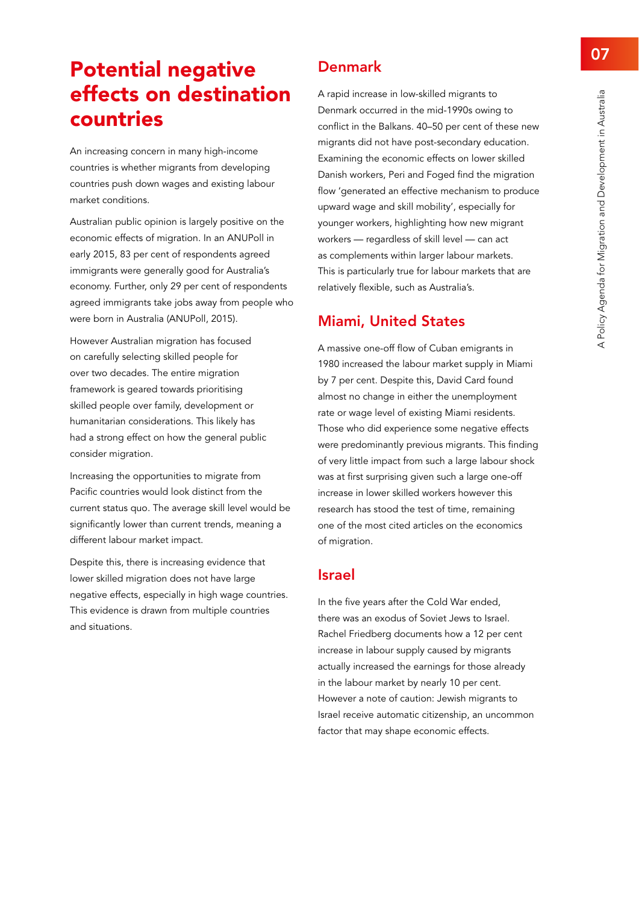# Potential negative effects on destination countries

An increasing concern in many high-income countries is whether migrants from developing countries push down wages and existing labour market conditions.

Australian public opinion is largely positive on the economic effects of migration. In an ANUPoll in early 2015, 83 per cent of respondents agreed immigrants were generally good for Australia's economy. Further, only 29 per cent of respondents agreed immigrants take jobs away from people who were born in Australia (ANUPoll, 2015).

However Australian migration has focused on carefully selecting skilled people for over two decades. The entire migration framework is geared towards prioritising skilled people over family, development or humanitarian considerations. This likely has had a strong effect on how the general public consider migration.

Increasing the opportunities to migrate from Pacific countries would look distinct from the current status quo. The average skill level would be significantly lower than current trends, meaning a different labour market impact.

Despite this, there is increasing evidence that lower skilled migration does not have large negative effects, especially in high wage countries. This evidence is drawn from multiple countries and situations.

## Denmark

A rapid increase in low-skilled migrants to Denmark occurred in the mid-1990s owing to conflict in the Balkans. 40–50 per cent of these new migrants did not have post-secondary education. Examining the economic effects on lower skilled Danish workers, Peri and Foged find the migration flow 'generated an effective mechanism to produce upward wage and skill mobility', especially for younger workers, highlighting how new migrant workers — regardless of skill level — can act as complements within larger labour markets. This is particularly true for labour markets that are relatively flexible, such as Australia's.

## Miami, United States

A massive one-off flow of Cuban emigrants in 1980 increased the labour market supply in Miami by 7 per cent. Despite this, David Card found almost no change in either the unemployment rate or wage level of existing Miami residents. Those who did experience some negative effects were predominantly previous migrants. This finding of very little impact from such a large labour shock was at first surprising given such a large one-off increase in lower skilled workers however this research has stood the test of time, remaining one of the most cited articles on the economics of migration.

## Israel

In the five years after the Cold War ended, there was an exodus of Soviet Jews to Israel. Rachel Friedberg documents how a 12 per cent increase in labour supply caused by migrants actually increased the earnings for those already in the labour market by nearly 10 per cent. However a note of caution: Jewish migrants to Israel receive automatic citizenship, an uncommon factor that may shape economic effects.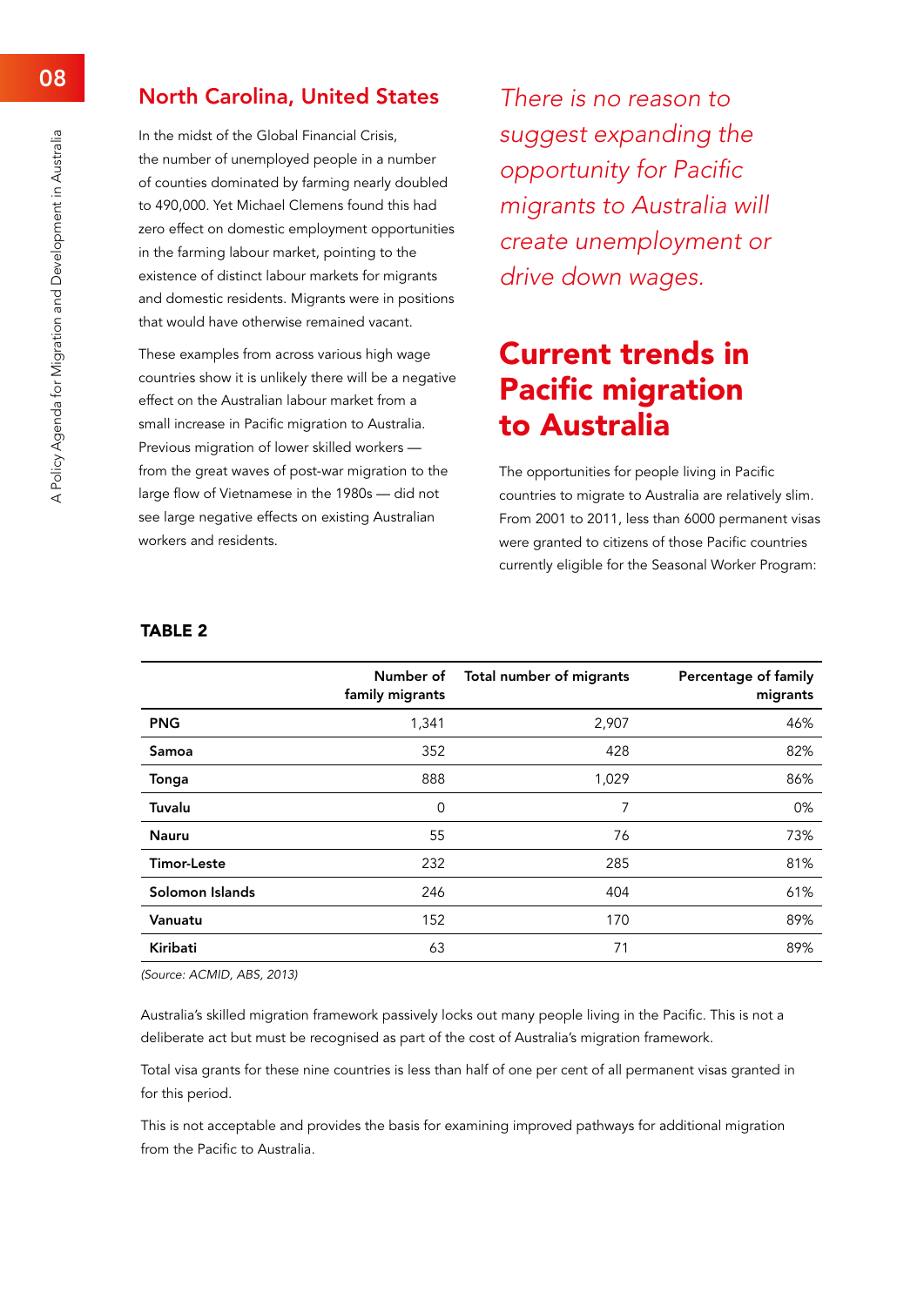## North Carolina, United States

In the midst of the Global Financial Crisis, the number of unemployed people in a number of counties dominated by farming nearly doubled to 490,000. Yet Michael Clemens found this had zero effect on domestic employment opportunities in the farming labour market, pointing to the existence of distinct labour markets for migrants and domestic residents. Migrants were in positions that would have otherwise remained vacant.

These examples from across various high wage countries show it is unlikely there will be a negative effect on the Australian labour market from a small increase in Pacific migration to Australia. Previous migration of lower skilled workers — from the great waves of post-war migration to the large flow of Vietnamese in the 1980s — did not see large negative effects on existing Australian workers and residents.

*There is no reason to suggest expanding the opportunity for Pacific migrants to Australia will create unemployment or drive down wages.*

# Current trends in Pacific migration to Australia

The opportunities for people living in Pacific countries to migrate to Australia are relatively slim. From 2001 to 2011, less than 6000 permanent visas were granted to citizens of those Pacific countries currently eligible for the Seasonal Worker Program:

**TABLE 2**

| | Number of family migrants | Total number of migrants | Percentage of family migrants |
|---|---|---|---|
| **PNG** | 1,341 | 2,907 | 46% |
| **Samoa** | 352 | 428 | 82% |
| **Tonga** | 888 | 1,029 | 86% |
| **Tuvalu** | 0 | 7 | 0% |
| **Nauru** | 55 | 76 | 73% |
| **Timor-Leste** | 232 | 285 | 81% |
| **Solomon Islands** | 246 | 404 | 61% |
| **Vanuatu** | 152 | 170 | 89% |
| **Kiribati** | 63 | 71 | 89% |

*(Source: ACMID, ABS, 2013)*

Australia's skilled migration framework passively locks out many people living in the Pacific. This is not a deliberate act but must be recognised as part of the cost of Australia's migration framework.

Total visa grants for these nine countries is less than half of one per cent of all permanent visas granted in for this period.

This is not acceptable and provides the basis for examining improved pathways for additional migration from the Pacific to Australia.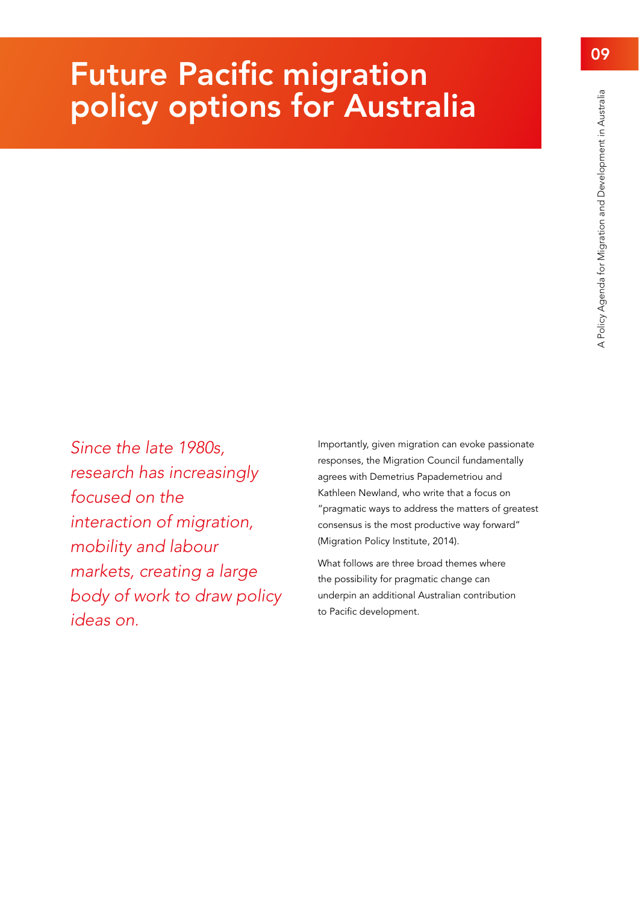# Future Pacific migration policy options for Australia

*Since the late 1980s, research has increasingly focused on the interaction of migration, mobility and labour markets, creating a large body of work to draw policy ideas on.*

Importantly, given migration can evoke passionate responses, the Migration Council fundamentally agrees with Demetrius Papademetriou and Kathleen Newland, who write that a focus on "pragmatic ways to address the matters of greatest consensus is the most productive way forward" (Migration Policy Institute, 2014).

What follows are three broad themes where the possibility for pragmatic change can underpin an additional Australian contribution to Pacific development.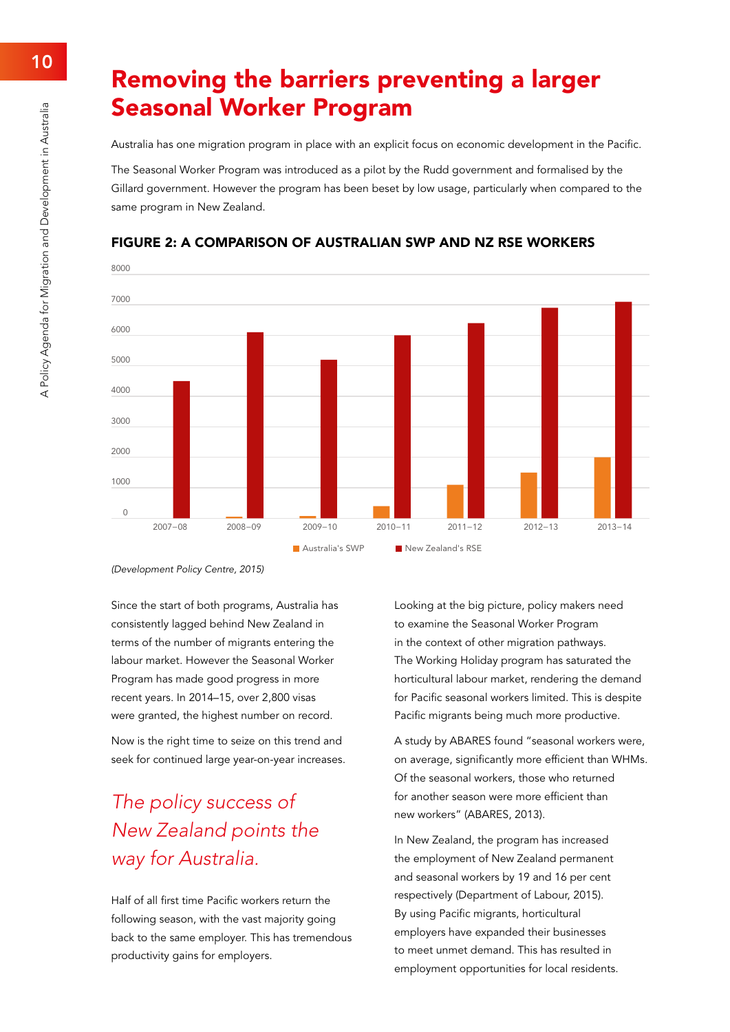# Removing the barriers preventing a larger Seasonal Worker Program

Australia has one migration program in place with an explicit focus on economic development in the Pacific.

The Seasonal Worker Program was introduced as a pilot by the Rudd government and formalised by the Gillard government. However the program has been beset by low usage, particularly when compared to the same program in New Zealand.

### FIGURE 2: A COMPARISON OF AUSTRALIAN SWP AND NZ RSE WORKERS

(Development Policy Centre, 2015)

Since the start of both programs, Australia has consistently lagged behind New Zealand in terms of the number of migrants entering the labour market. However the Seasonal Worker Program has made good progress in more recent years. In 2014–15, over 2,800 visas were granted, the highest number on record.

Now is the right time to seize on this trend and seek for continued large year-on-year increases.

*The policy success of New Zealand points the way for Australia.*

Half of all first time Pacific workers return the following season, with the vast majority going back to the same employer. This has tremendous productivity gains for employers.

Looking at the big picture, policy makers need to examine the Seasonal Worker Program in the context of other migration pathways. The Working Holiday program has saturated the horticultural labour market, rendering the demand for Pacific seasonal workers limited. This is despite Pacific migrants being much more productive.

A study by ABARES found "seasonal workers were, on average, significantly more efficient than WHMs. Of the seasonal workers, those who returned for another season were more efficient than new workers" (ABARES, 2013).

In New Zealand, the program has increased the employment of New Zealand permanent and seasonal workers by 19 and 16 per cent respectively (Department of Labour, 2015). By using Pacific migrants, horticultural employers have expanded their businesses to meet unmet demand. This has resulted in employment opportunities for local residents.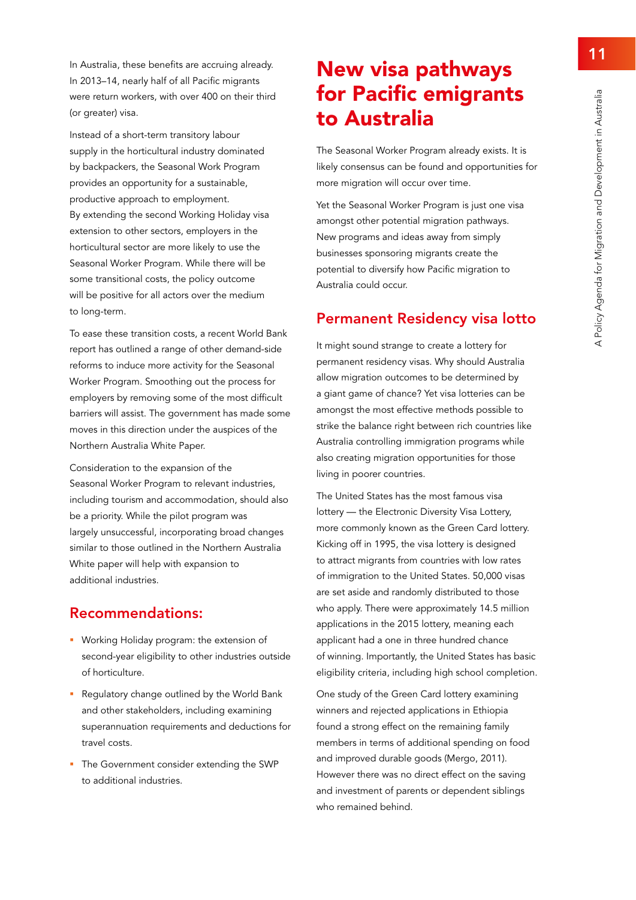In Australia, these benefits are accruing already. In 2013–14, nearly half of all Pacific migrants were return workers, with over 400 on their third (or greater) visa.

Instead of a short-term transitory labour supply in the horticultural industry dominated by backpackers, the Seasonal Work Program provides an opportunity for a sustainable, productive approach to employment. By extending the second Working Holiday visa extension to other sectors, employers in the horticultural sector are more likely to use the Seasonal Worker Program. While there will be some transitional costs, the policy outcome will be positive for all actors over the medium to long-term.

To ease these transition costs, a recent World Bank report has outlined a range of other demand-side reforms to induce more activity for the Seasonal Worker Program. Smoothing out the process for employers by removing some of the most difficult barriers will assist. The government has made some moves in this direction under the auspices of the Northern Australia White Paper.

Consideration to the expansion of the Seasonal Worker Program to relevant industries, including tourism and accommodation, should also be a priority. While the pilot program was largely unsuccessful, incorporating broad changes similar to those outlined in the Northern Australia White paper will help with expansion to additional industries.

## Recommendations:

- Working Holiday program: the extension of second-year eligibility to other industries outside of horticulture.
- Regulatory change outlined by the World Bank and other stakeholders, including examining superannuation requirements and deductions for travel costs.
- The Government consider extending the SWP to additional industries.

# New visa pathways for Pacific emigrants to Australia

The Seasonal Worker Program already exists. It is likely consensus can be found and opportunities for more migration will occur over time.

Yet the Seasonal Worker Program is just one visa amongst other potential migration pathways. New programs and ideas away from simply businesses sponsoring migrants create the potential to diversify how Pacific migration to Australia could occur.

## Permanent Residency visa lotto

It might sound strange to create a lottery for permanent residency visas. Why should Australia allow migration outcomes to be determined by a giant game of chance? Yet visa lotteries can be amongst the most effective methods possible to strike the balance right between rich countries like Australia controlling immigration programs while also creating migration opportunities for those living in poorer countries.

The United States has the most famous visa lottery — the Electronic Diversity Visa Lottery, more commonly known as the Green Card lottery. Kicking off in 1995, the visa lottery is designed to attract migrants from countries with low rates of immigration to the United States. 50,000 visas are set aside and randomly distributed to those who apply. There were approximately 14.5 million applications in the 2015 lottery, meaning each applicant had a one in three hundred chance of winning. Importantly, the United States has basic eligibility criteria, including high school completion.

One study of the Green Card lottery examining winners and rejected applications in Ethiopia found a strong effect on the remaining family members in terms of additional spending on food and improved durable goods (Mergo, 2011). However there was no direct effect on the saving and investment of parents or dependent siblings who remained behind.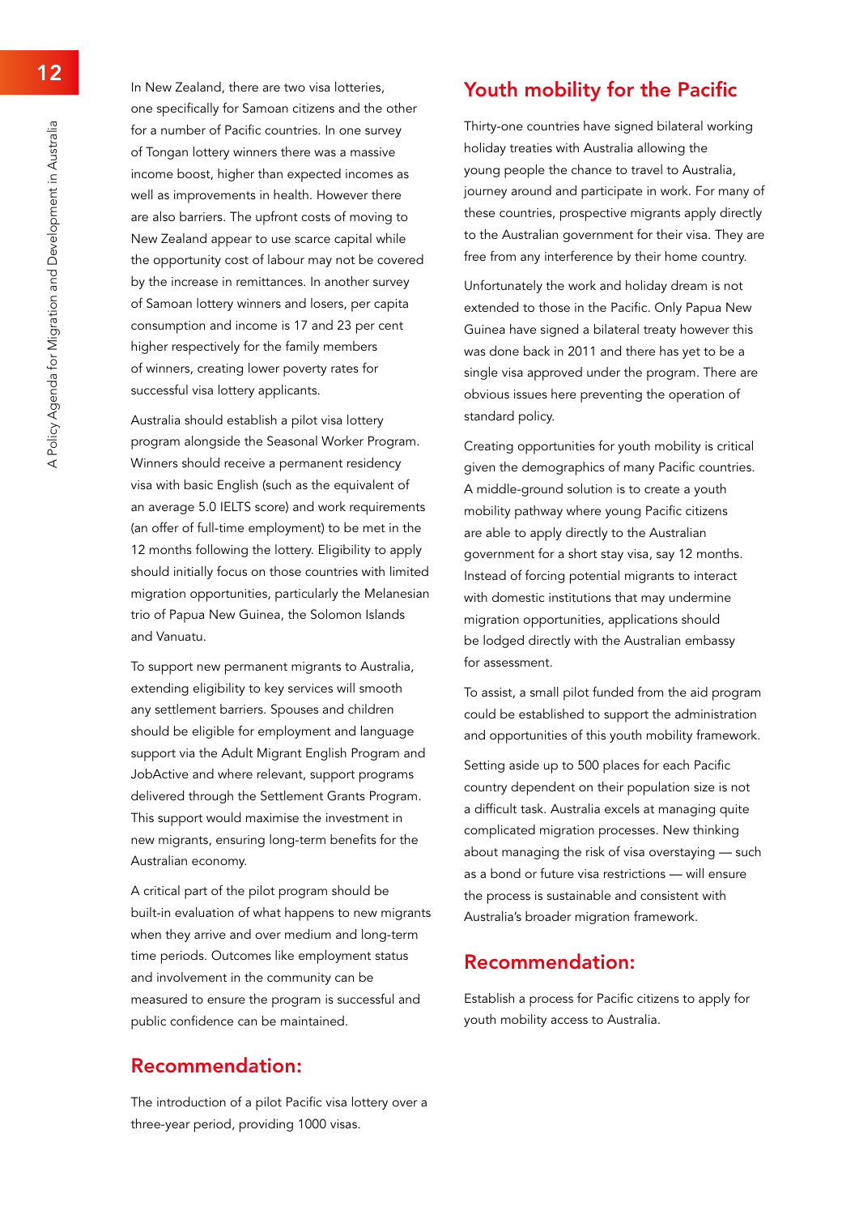In New Zealand, there are two visa lotteries, one specifically for Samoan citizens and the other for a number of Pacific countries. In one survey of Tongan lottery winners there was a massive income boost, higher than expected incomes as well as improvements in health. However there are also barriers. The upfront costs of moving to New Zealand appear to use scarce capital while the opportunity cost of labour may not be covered by the increase in remittances. In another survey of Samoan lottery winners and losers, per capita consumption and income is 17 and 23 per cent higher respectively for the family members of winners, creating lower poverty rates for successful visa lottery applicants.

Australia should establish a pilot visa lottery program alongside the Seasonal Worker Program. Winners should receive a permanent residency visa with basic English (such as the equivalent of an average 5.0 IELTS score) and work requirements (an offer of full-time employment) to be met in the 12 months following the lottery. Eligibility to apply should initially focus on those countries with limited migration opportunities, particularly the Melanesian trio of Papua New Guinea, the Solomon Islands and Vanuatu.

To support new permanent migrants to Australia, extending eligibility to key services will smooth any settlement barriers. Spouses and children should be eligible for employment and language support via the Adult Migrant English Program and JobActive and where relevant, support programs delivered through the Settlement Grants Program. This support would maximise the investment in new migrants, ensuring long-term benefits for the Australian economy.

A critical part of the pilot program should be built-in evaluation of what happens to new migrants when they arrive and over medium and long-term time periods. Outcomes like employment status and involvement in the community can be measured to ensure the program is successful and public confidence can be maintained.

## Recommendation:

The introduction of a pilot Pacific visa lottery over a three-year period, providing 1000 visas.

## Youth mobility for the Pacific

Thirty-one countries have signed bilateral working holiday treaties with Australia allowing the young people the chance to travel to Australia, journey around and participate in work. For many of these countries, prospective migrants apply directly to the Australian government for their visa. They are free from any interference by their home country.

Unfortunately the work and holiday dream is not extended to those in the Pacific. Only Papua New Guinea have signed a bilateral treaty however this was done back in 2011 and there has yet to be a single visa approved under the program. There are obvious issues here preventing the operation of standard policy.

Creating opportunities for youth mobility is critical given the demographics of many Pacific countries. A middle-ground solution is to create a youth mobility pathway where young Pacific citizens are able to apply directly to the Australian government for a short stay visa, say 12 months. Instead of forcing potential migrants to interact with domestic institutions that may undermine migration opportunities, applications should be lodged directly with the Australian embassy for assessment.

To assist, a small pilot funded from the aid program could be established to support the administration and opportunities of this youth mobility framework.

Setting aside up to 500 places for each Pacific country dependent on their population size is not a difficult task. Australia excels at managing quite complicated migration processes. New thinking about managing the risk of visa overstaying — such as a bond or future visa restrictions — will ensure the process is sustainable and consistent with Australia's broader migration framework.

## Recommendation:

Establish a process for Pacific citizens to apply for youth mobility access to Australia.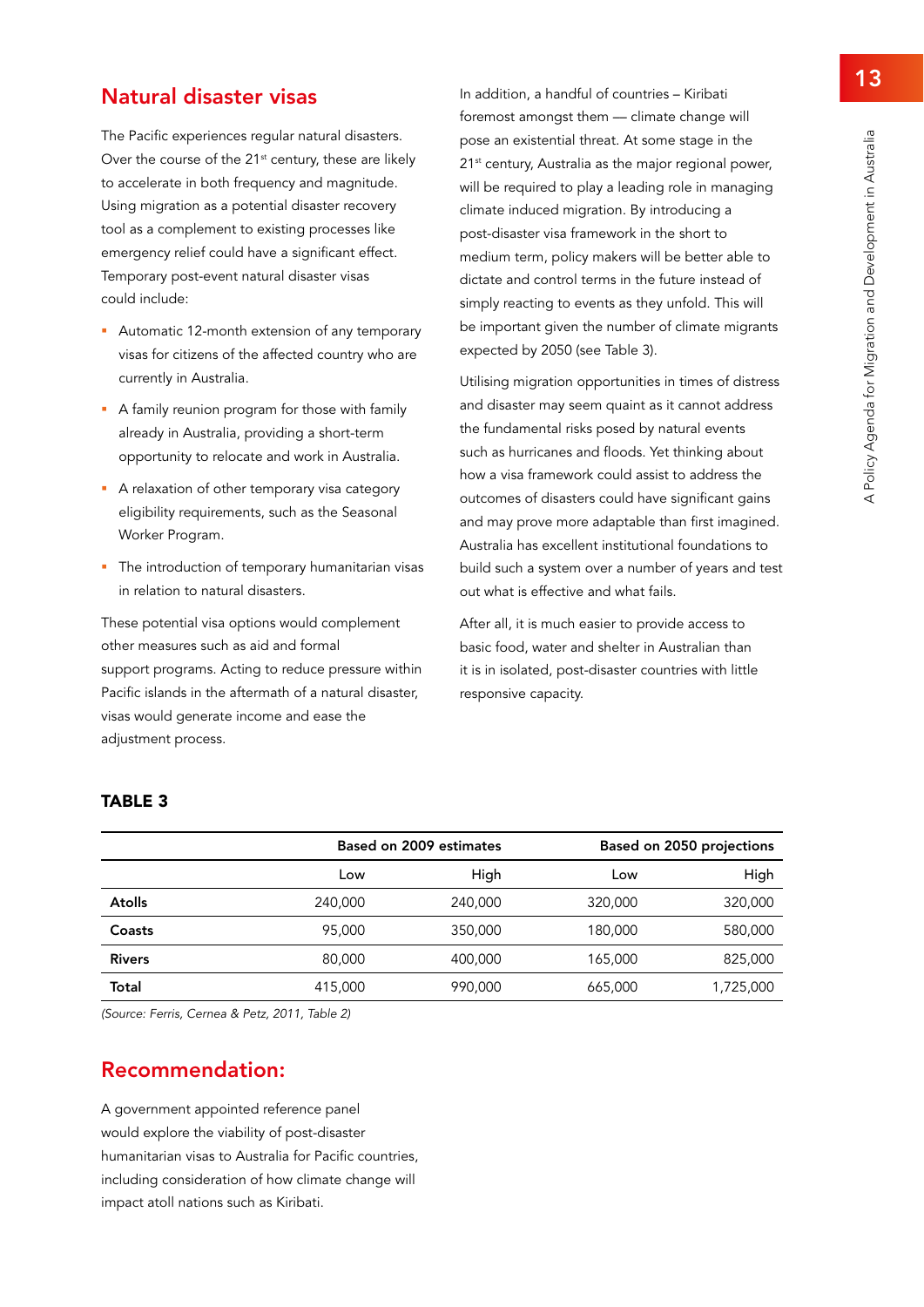## Natural disaster visas

The Pacific experiences regular natural disasters. Over the course of the 21st century, these are likely to accelerate in both frequency and magnitude. Using migration as a potential disaster recovery tool as a complement to existing processes like emergency relief could have a significant effect. Temporary post-event natural disaster visas could include:

- Automatic 12-month extension of any temporary visas for citizens of the affected country who are currently in Australia.
- A family reunion program for those with family already in Australia, providing a short-term opportunity to relocate and work in Australia.
- A relaxation of other temporary visa category eligibility requirements, such as the Seasonal Worker Program.
- The introduction of temporary humanitarian visas in relation to natural disasters.

These potential visa options would complement other measures such as aid and formal support programs. Acting to reduce pressure within Pacific islands in the aftermath of a natural disaster, visas would generate income and ease the adjustment process.

In addition, a handful of countries – Kiribati foremost amongst them — climate change will pose an existential threat. At some stage in the 21st century, Australia as the major regional power, will be required to play a leading role in managing climate induced migration. By introducing a post-disaster visa framework in the short to medium term, policy makers will be better able to dictate and control terms in the future instead of simply reacting to events as they unfold. This will be important given the number of climate migrants expected by 2050 (see Table 3).

Utilising migration opportunities in times of distress and disaster may seem quaint as it cannot address the fundamental risks posed by natural events such as hurricanes and floods. Yet thinking about how a visa framework could assist to address the outcomes of disasters could have significant gains and may prove more adaptable than first imagined. Australia has excellent institutional foundations to build such a system over a number of years and test out what is effective and what fails.

After all, it is much easier to provide access to basic food, water and shelter in Australian than it is in isolated, post-disaster countries with little responsive capacity.

### TABLE 3

| | Based on 2009 estimates | | Based on 2050 projections | |
|---|---|---|---|---|
| | Low | High | Low | High |
| **Atolls** | 240,000 | 240,000 | 320,000 | 320,000 |
| **Coasts** | 95,000 | 350,000 | 180,000 | 580,000 |
| **Rivers** | 80,000 | 400,000 | 165,000 | 825,000 |
| **Total** | 415,000 | 990,000 | 665,000 | 1,725,000 |

*(Source: Ferris, Cernea & Petz, 2011, Table 2)*

## Recommendation:

A government appointed reference panel would explore the viability of post-disaster humanitarian visas to Australia for Pacific countries, including consideration of how climate change will impact atoll nations such as Kiribati.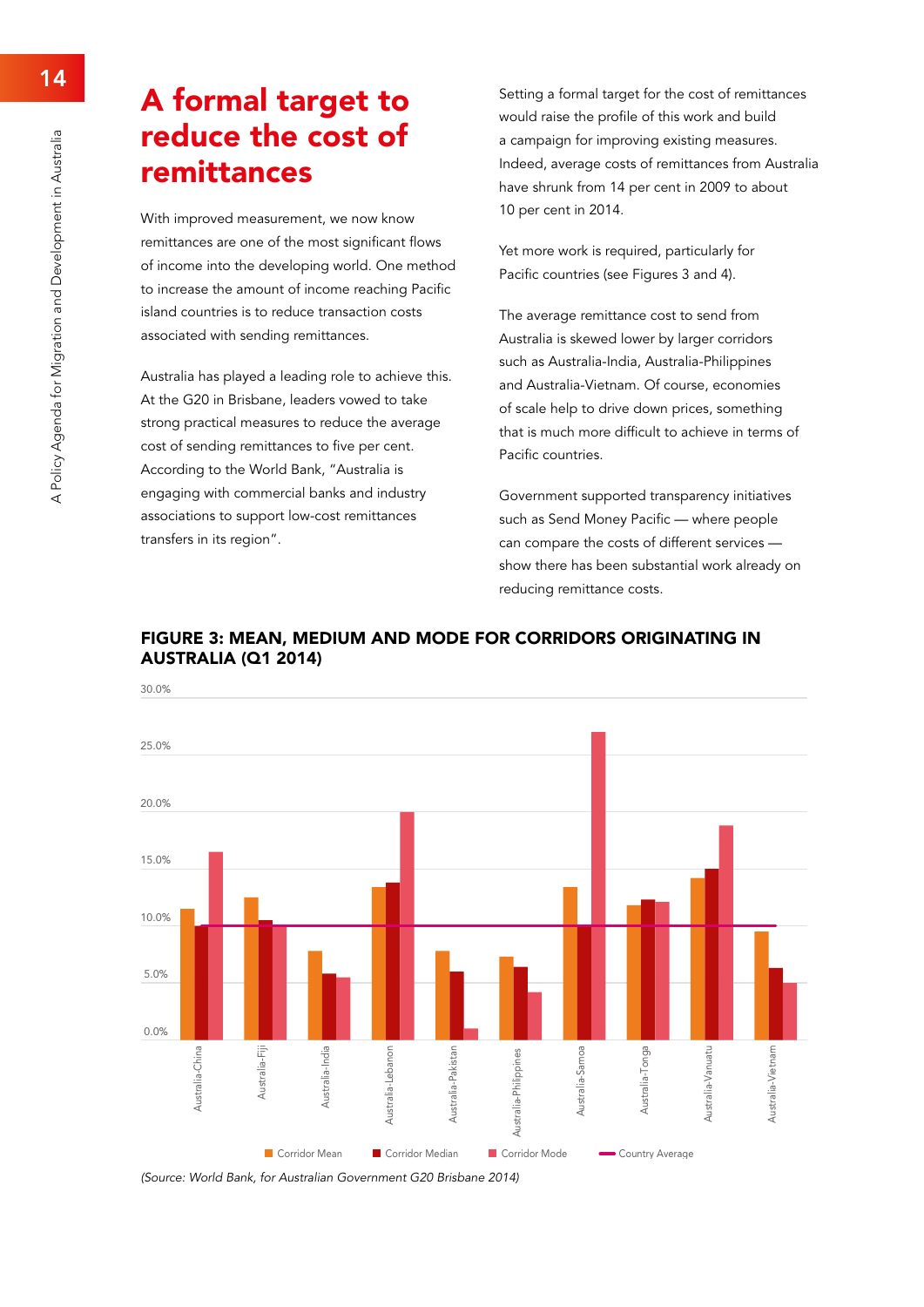# A formal target to reduce the cost of remittances

With improved measurement, we now know remittances are one of the most significant flows of income into the developing world. One method to increase the amount of income reaching Pacific island countries is to reduce transaction costs associated with sending remittances.

Australia has played a leading role to achieve this. At the G20 in Brisbane, leaders vowed to take strong practical measures to reduce the average cost of sending remittances to five per cent. According to the World Bank, "Australia is engaging with commercial banks and industry associations to support low-cost remittances transfers in its region".

Setting a formal target for the cost of remittances would raise the profile of this work and build a campaign for improving existing measures. Indeed, average costs of remittances from Australia have shrunk from 14 per cent in 2009 to about 10 per cent in 2014.

Yet more work is required, particularly for Pacific countries (see Figures 3 and 4).

The average remittance cost to send from Australia is skewed lower by larger corridors such as Australia-India, Australia-Philippines and Australia-Vietnam. Of course, economies of scale help to drive down prices, something that is much more difficult to achieve in terms of Pacific countries.

Government supported transparency initiatives such as Send Money Pacific — where people can compare the costs of different services — show there has been substantial work already on reducing remittance costs.

## FIGURE 3: MEAN, MEDIUM AND MODE FOR CORRIDORS ORIGINATING IN AUSTRALIA (Q1 2014)

30.0%
25.0%
20.0%
15.0%
10.0%
5.0%
0.0%

Australia-China, Australia-Fiji, Australia-India, Australia-Lebanon, Australia-Pakistan, Australia-Philippines, Australia-Samoa, Australia-Tonga, Australia-Vanuatu, Australia-Vietnam

Corridor Mean, Corridor Median, Corridor Mode, Country Average

*(Source: World Bank, for Australian Government G20 Brisbane 2014)*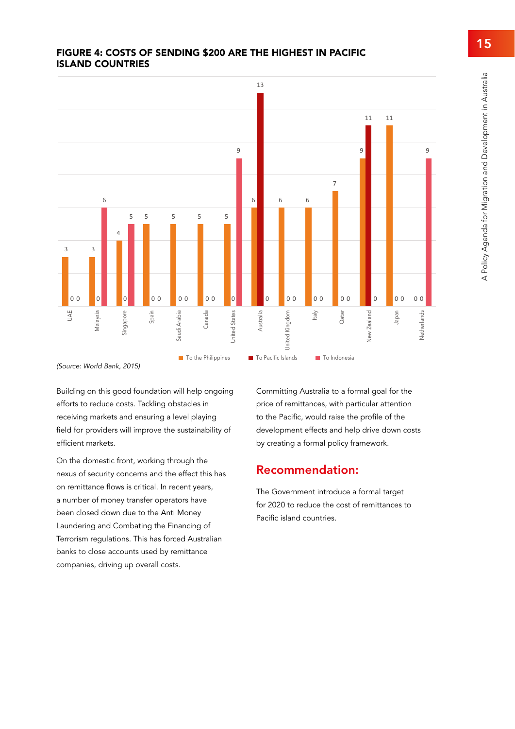#### FIGURE 4: COSTS OF SENDING $200 ARE THE HIGHEST IN PACIFIC ISLAND COUNTRIES

| Country | To the Philippines | To Pacific Islands | To Indonesia |
|---|---|---|---|
| UAE | 3 | 0 | 0 |
| Malaysia | 3 | 0 | 6 |
| Singapore | 4 | 0 | 5 |
| Spain | 5 | 0 | 0 |
| Saudi Arabia | 5 | 0 | 0 |
| Canada | 5 | 0 | 0 |
| United States | 5 | 0 | 9 |
| Australia | 6 | 13 | 0 |
| United Kingdom | 6 | 0 | 0 |
| Italy | 6 | 0 | 0 |
| Qatar | 7 | 0 | 0 |
| New Zealand | 9 | 11 | 0 |
| Japan | 11 | 0 | 0 |
| Netherlands | 0 | 0 | 9 |

*(Source: World Bank, 2015)*

Building on this good foundation will help ongoing efforts to reduce costs. Tackling obstacles in receiving markets and ensuring a level playing field for providers will improve the sustainability of efficient markets.

On the domestic front, working through the nexus of security concerns and the effect this has on remittance flows is critical. In recent years, a number of money transfer operators have been closed down due to the Anti Money Laundering and Combating the Financing of Terrorism regulations. This has forced Australian banks to close accounts used by remittance companies, driving up overall costs.

Committing Australia to a formal goal for the price of remittances, with particular attention to the Pacific, would raise the profile of the development effects and help drive down costs by creating a formal policy framework.

## Recommendation:

The Government introduce a formal target for 2020 to reduce the cost of remittances to Pacific island countries.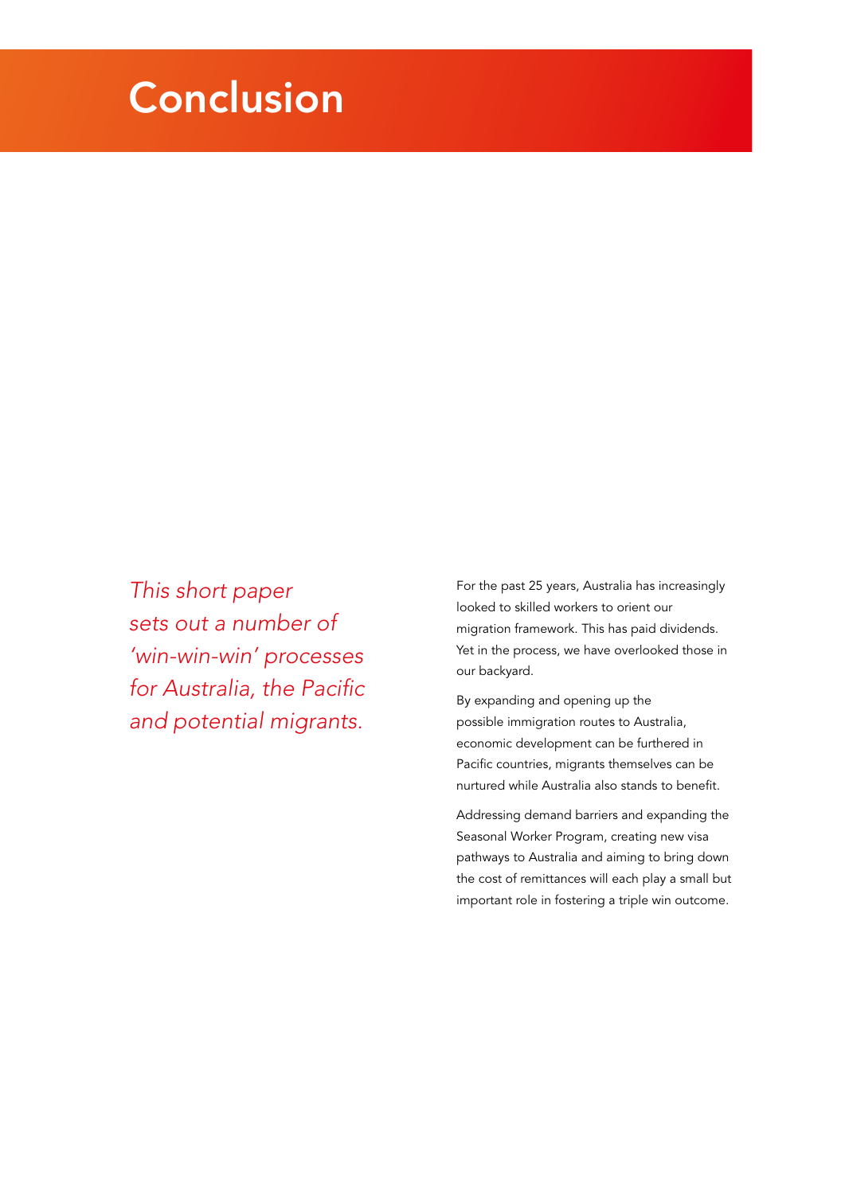# Conclusion

*This short paper sets out a number of 'win-win-win' processes for Australia, the Pacific and potential migrants.*

For the past 25 years, Australia has increasingly looked to skilled workers to orient our migration framework. This has paid dividends. Yet in the process, we have overlooked those in our backyard.

By expanding and opening up the possible immigration routes to Australia, economic development can be furthered in Pacific countries, migrants themselves can be nurtured while Australia also stands to benefit.

Addressing demand barriers and expanding the Seasonal Worker Program, creating new visa pathways to Australia and aiming to bring down the cost of remittances will each play a small but important role in fostering a triple win outcome.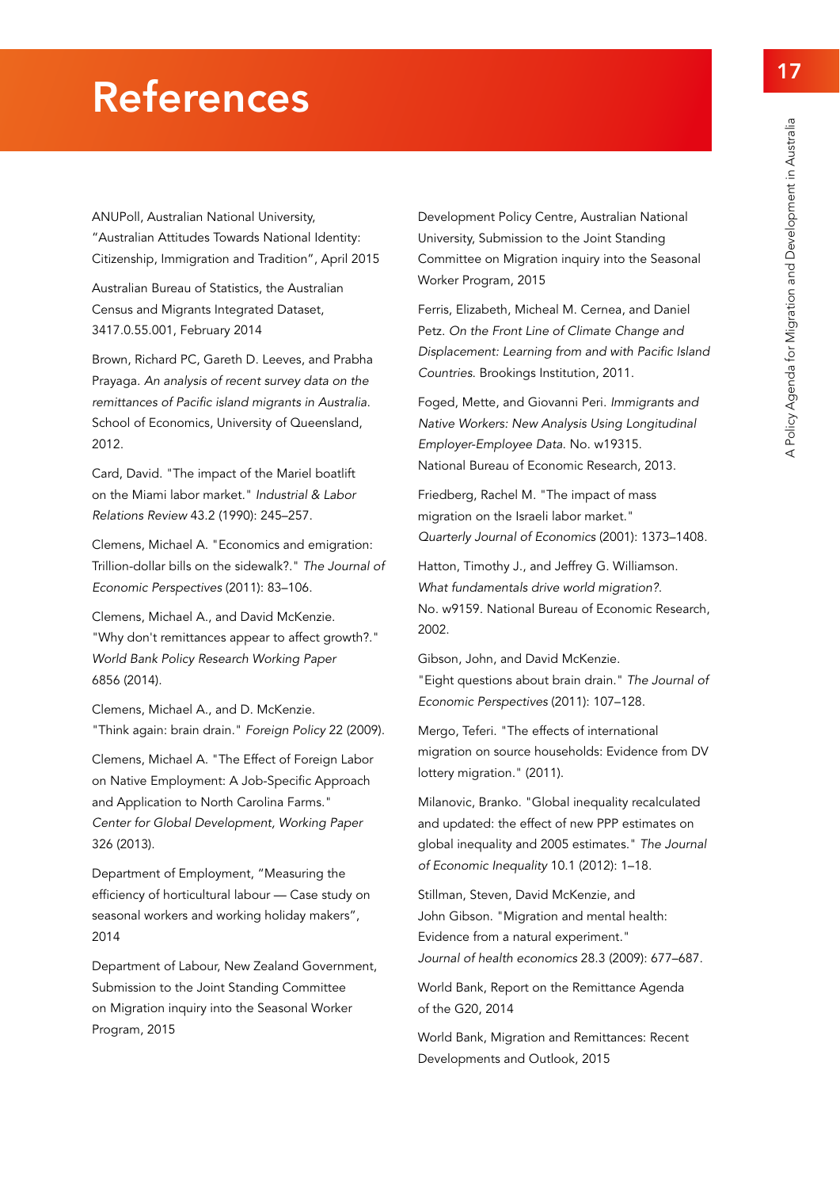# References

ANUPoll, Australian National University, "Australian Attitudes Towards National Identity: Citizenship, Immigration and Tradition", April 2015

Australian Bureau of Statistics, the Australian Census and Migrants Integrated Dataset, 3417.0.55.001, February 2014

Brown, Richard PC, Gareth D. Leeves, and Prabha Prayaga. *An analysis of recent survey data on the remittances of Pacific island migrants in Australia*. School of Economics, University of Queensland, 2012.

Card, David. "The impact of the Mariel boatlift on the Miami labor market." *Industrial & Labor Relations Review* 43.2 (1990): 245–257.

Clemens, Michael A. "Economics and emigration: Trillion-dollar bills on the sidewalk?." *The Journal of Economic Perspectives* (2011): 83–106.

Clemens, Michael A., and David McKenzie. "Why don't remittances appear to affect growth?." *World Bank Policy Research Working Paper* 6856 (2014).

Clemens, Michael A., and D. McKenzie. "Think again: brain drain." *Foreign Policy* 22 (2009).

Clemens, Michael A. "The Effect of Foreign Labor on Native Employment: A Job-Specific Approach and Application to North Carolina Farms." *Center for Global Development, Working Paper* 326 (2013).

Department of Employment, "Measuring the efficiency of horticultural labour — Case study on seasonal workers and working holiday makers", 2014

Department of Labour, New Zealand Government, Submission to the Joint Standing Committee on Migration inquiry into the Seasonal Worker Program, 2015

Development Policy Centre, Australian National University, Submission to the Joint Standing Committee on Migration inquiry into the Seasonal Worker Program, 2015

Ferris, Elizabeth, Micheal M. Cernea, and Daniel Petz. *On the Front Line of Climate Change and Displacement: Learning from and with Pacific Island Countries*. Brookings Institution, 2011.

Foged, Mette, and Giovanni Peri. *Immigrants and Native Workers: New Analysis Using Longitudinal Employer-Employee Data*. No. w19315. National Bureau of Economic Research, 2013.

Friedberg, Rachel M. "The impact of mass migration on the Israeli labor market." *Quarterly Journal of Economics* (2001): 1373–1408.

Hatton, Timothy J., and Jeffrey G. Williamson. *What fundamentals drive world migration?*. No. w9159. National Bureau of Economic Research, 2002.

Gibson, John, and David McKenzie. "Eight questions about brain drain." *The Journal of Economic Perspectives* (2011): 107–128.

Mergo, Teferi. "The effects of international migration on source households: Evidence from DV lottery migration." (2011).

Milanovic, Branko. "Global inequality recalculated and updated: the effect of new PPP estimates on global inequality and 2005 estimates." *The Journal of Economic Inequality* 10.1 (2012): 1–18.

Stillman, Steven, David McKenzie, and John Gibson. "Migration and mental health: Evidence from a natural experiment." *Journal of health economics* 28.3 (2009): 677–687.

World Bank, Report on the Remittance Agenda of the G20, 2014

World Bank, Migration and Remittances: Recent Developments and Outlook, 2015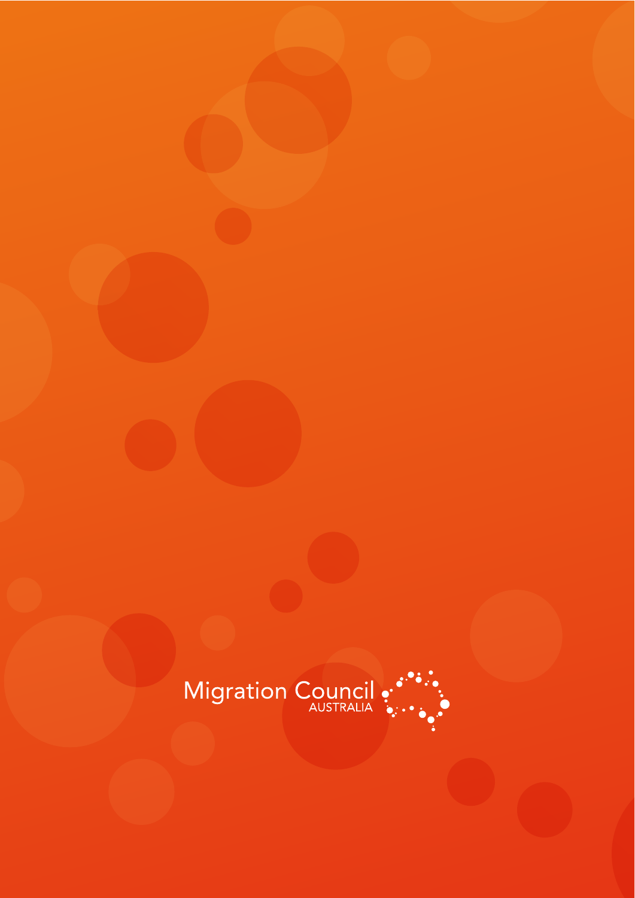Migration Council AUSTRALIA